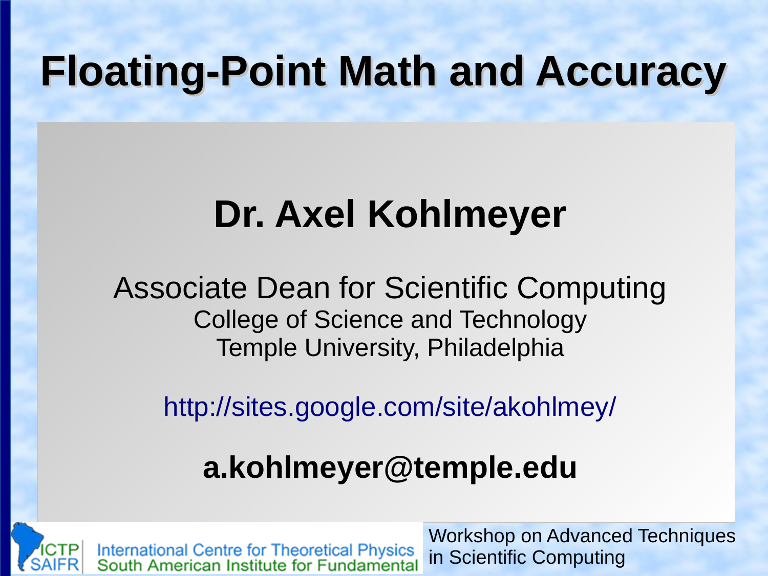# Floating-Point Math and Accuracy

## Dr. Axel Kohlmeyer

Associate Dean for Scientific Computing
College of Science and Technology
Temple University, Philadelphia

http://sites.google.com/site/akohlmey/

**a.kohlmeyer@temple.edu**

ICTP SAIFR
International Centre for Theoretical Physics
South American Institute for Fundamental

Workshop on Advanced Techniques in Scientific Computing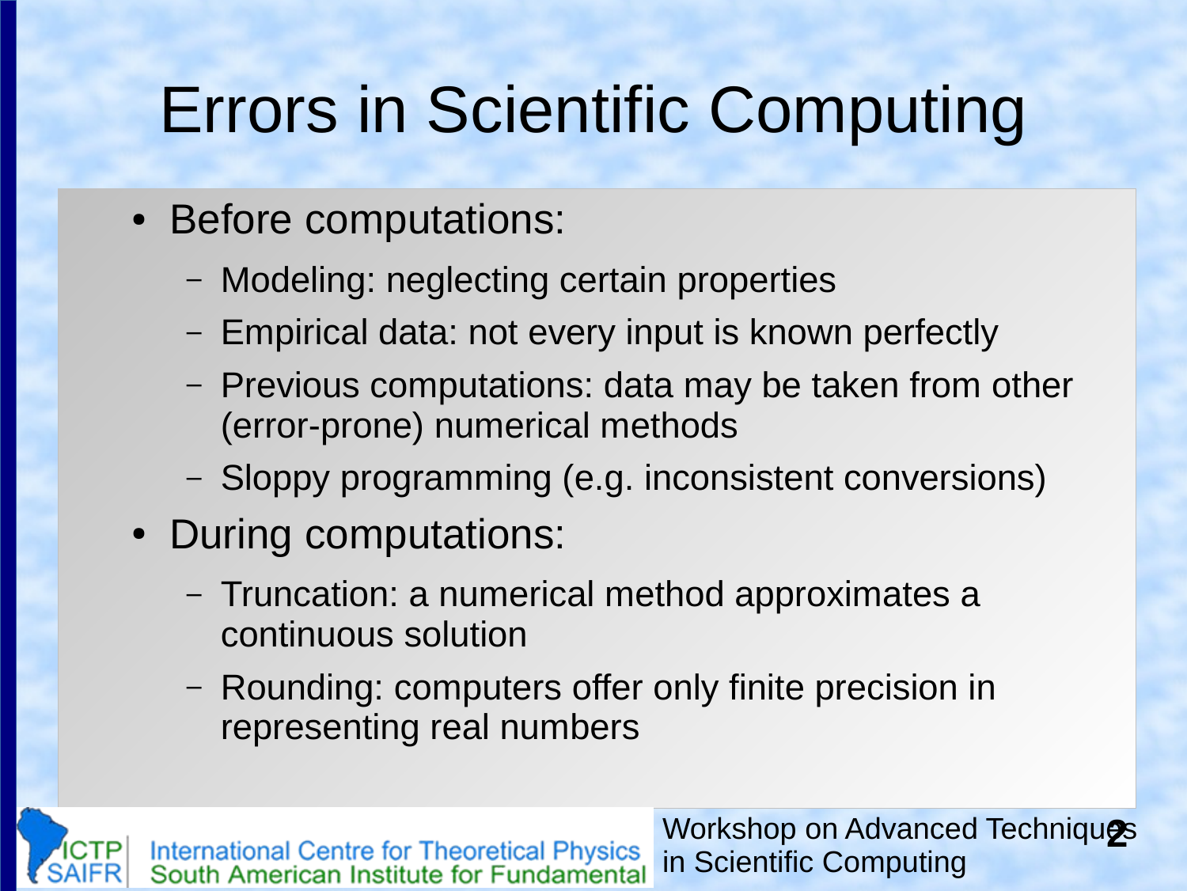# Errors in Scientific Computing

- Before computations:
  - Modeling: neglecting certain properties
  - Empirical data: not every input is known perfectly
  - Previous computations: data may be taken from other (error-prone) numerical methods
  - Sloppy programming (e.g. inconsistent conversions)
- During computations:
  - Truncation: a numerical method approximates a continuous solution
  - Rounding: computers offer only finite precision in representing real numbers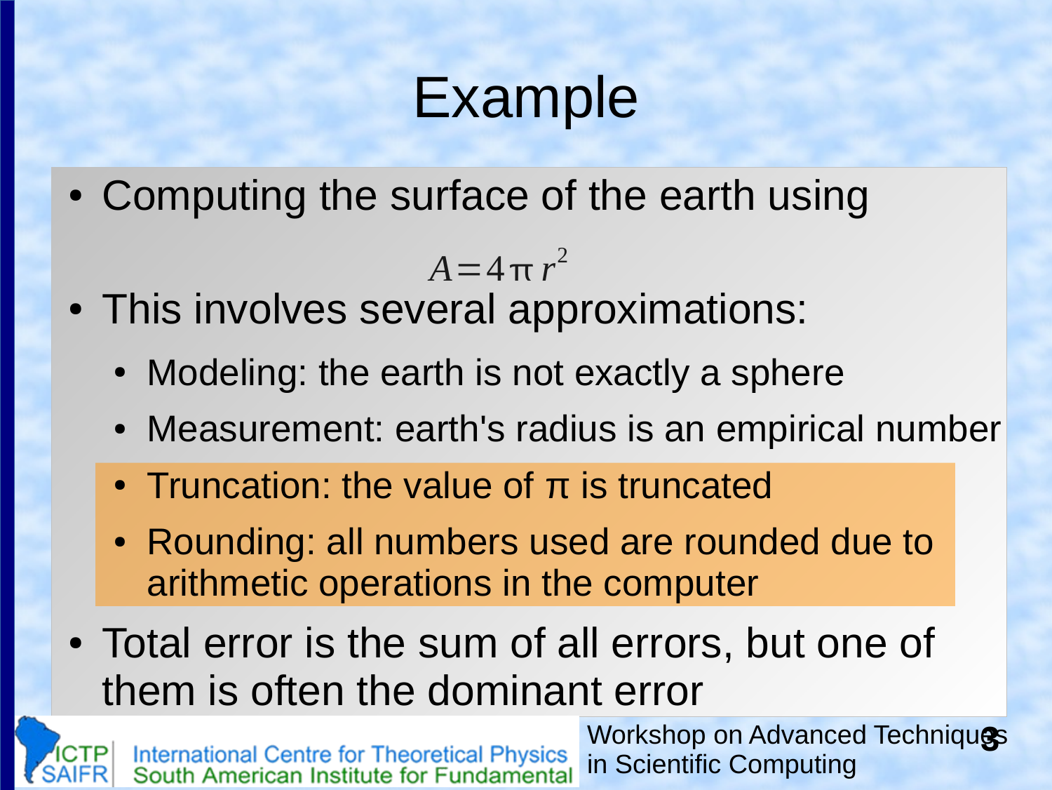# Example

- Computing the surface of the earth using

$$A = 4\pi r^2$$

- This involves several approximations:
  - Modeling: the earth is not exactly a sphere
  - Measurement: earth's radius is an empirical number
  - Truncation: the value of π is truncated
  - Rounding: all numbers used are rounded due to arithmetic operations in the computer
- Total error is the sum of all errors, but one of them is often the dominant error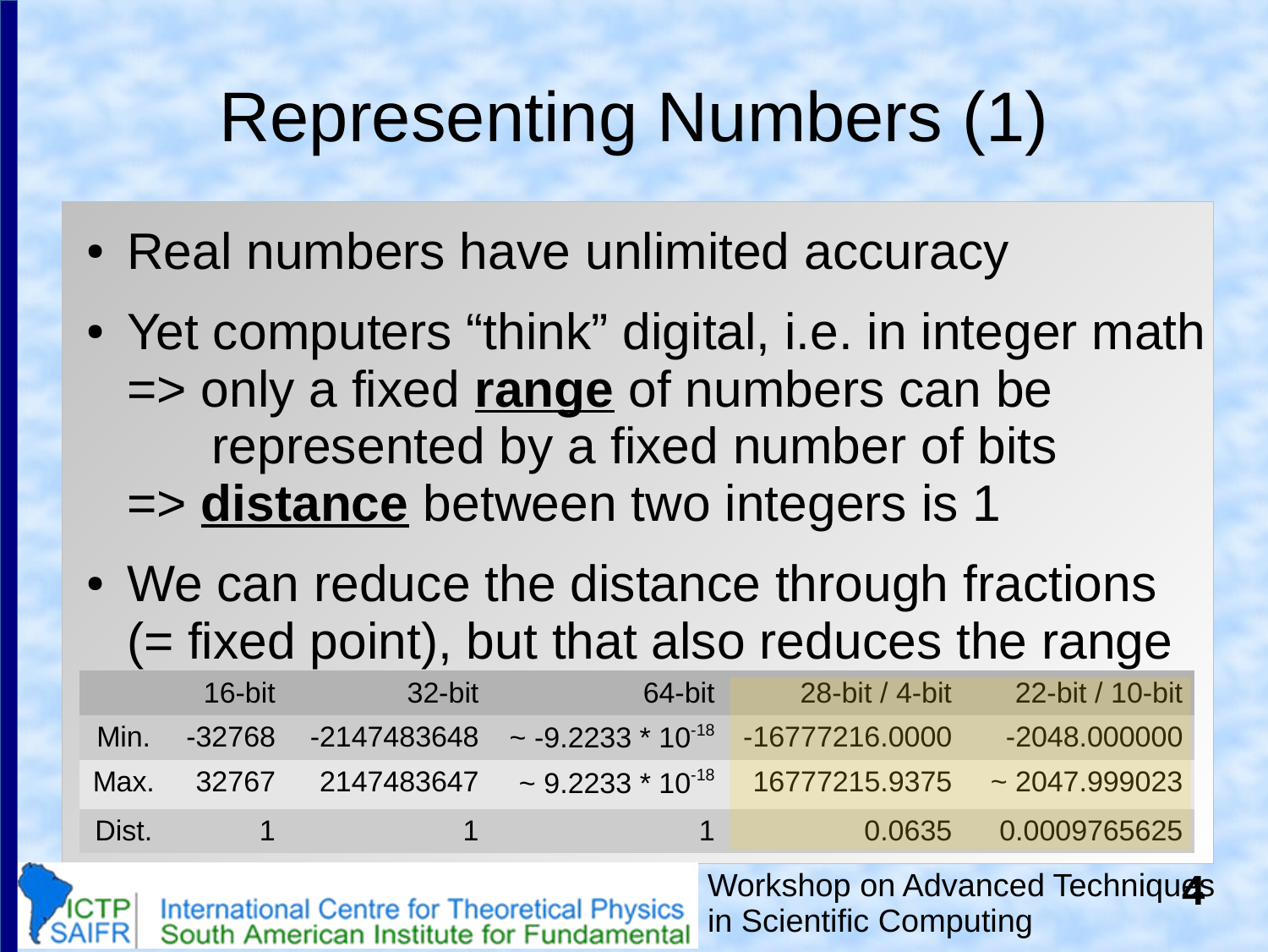# Representing Numbers (1)

- Real numbers have unlimited accuracy
- Yet computers "think" digital, i.e. in integer math
  => only a fixed **range** of numbers can be represented by a fixed number of bits
  => **distance** between two integers is 1
- We can reduce the distance through fractions (= fixed point), but that also reduces the range

| | 16-bit | 32-bit | 64-bit | 28-bit / 4-bit | 22-bit / 10-bit |
|---|---|---|---|---|---|
| Min. | -32768 | -2147483648 | ~ $-9.2233 * 10^{-18}$ | -16777216.0000 | -2048.000000 |
| Max. | 32767 | 2147483647 | ~ $9.2233 * 10^{-18}$ | 16777215.9375 | ~ 2047.999023 |
| Dist. | 1 | 1 | 1 | 0.0635 | 0.0009765625 |

International Centre for Theoretical Physics
South American Institute for Fundamental

Workshop on Advanced Techniques in Scientific Computing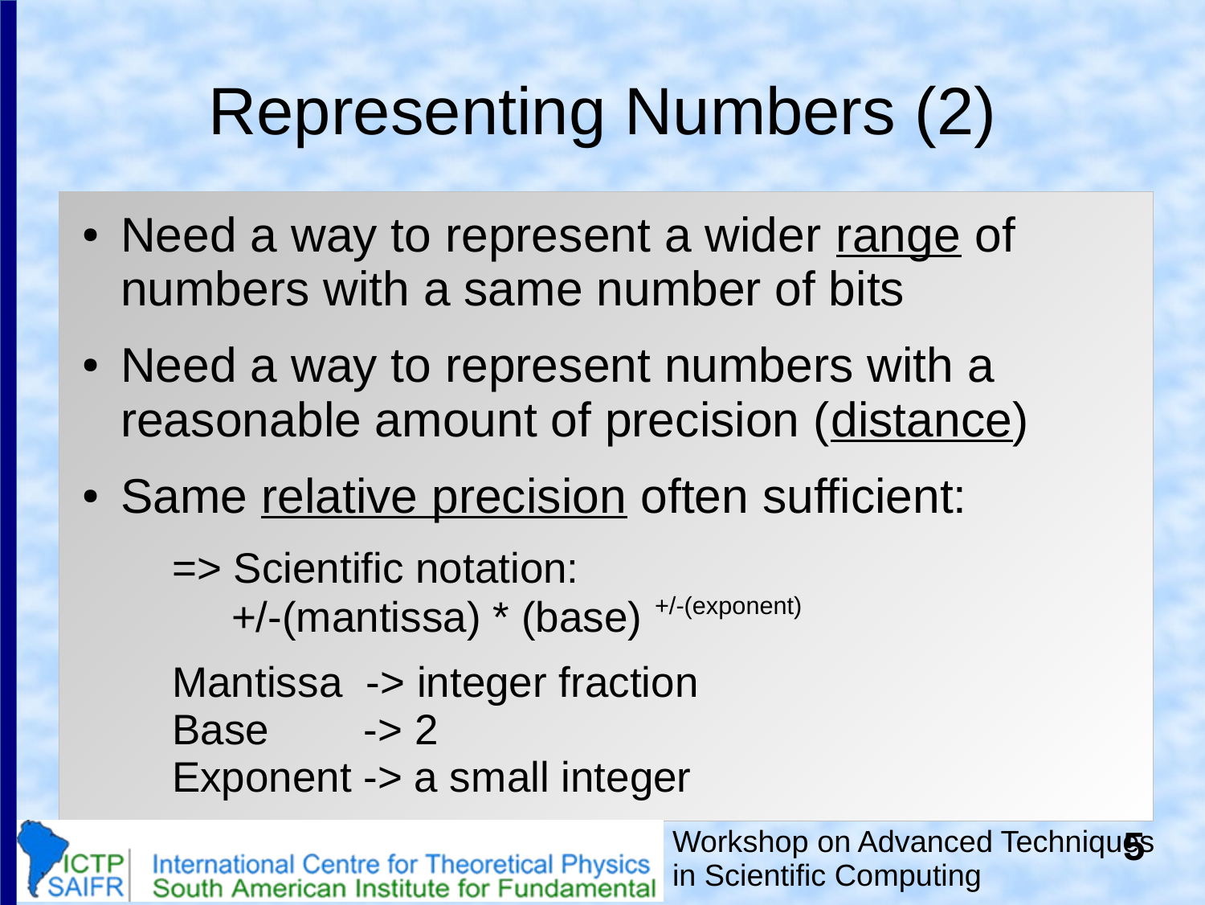# Representing Numbers (2)

- Need a way to represent a wider <u>range</u> of numbers with a same number of bits
- Need a way to represent numbers with a reasonable amount of precision (<u>distance</u>)
- Same <u>relative precision</u> often sufficient:

  => Scientific notation:
  $+/-(\text{mantissa}) * (\text{base})^{+/-(\text{exponent})}$

  Mantissa -> integer fraction
  Base -> 2
  Exponent -> a small integer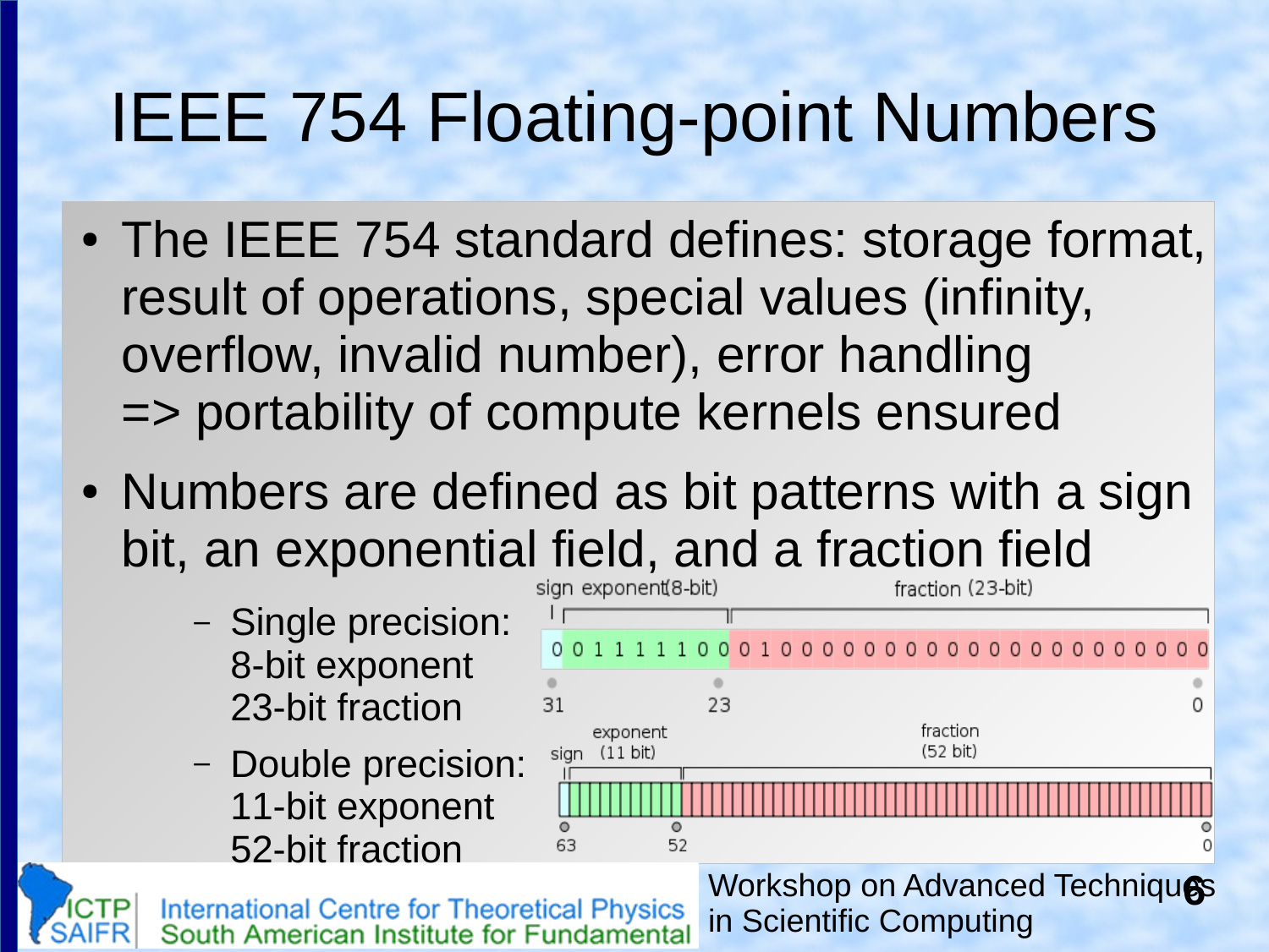# IEEE 754 Floating-point Numbers

- The IEEE 754 standard defines: storage format, result of operations, special values (infinity, overflow, invalid number), error handling => portability of compute kernels ensured
- Numbers are defined as bit patterns with a sign bit, an exponential field, and a fraction field
  - Single precision: 8-bit exponent 23-bit fraction
  - Double precision: 11-bit exponent 52-bit fraction

sign exponent (8-bit) fraction (23-bit)

0 0 1 1 1 1 1 0 0 0 1 0 0 0 0 0 0 0 0 0 0 0 0 0 0 0 0 0 0 0 0 0

31 23 0

sign exponent (11 bit) fraction (52 bit)

63 52 0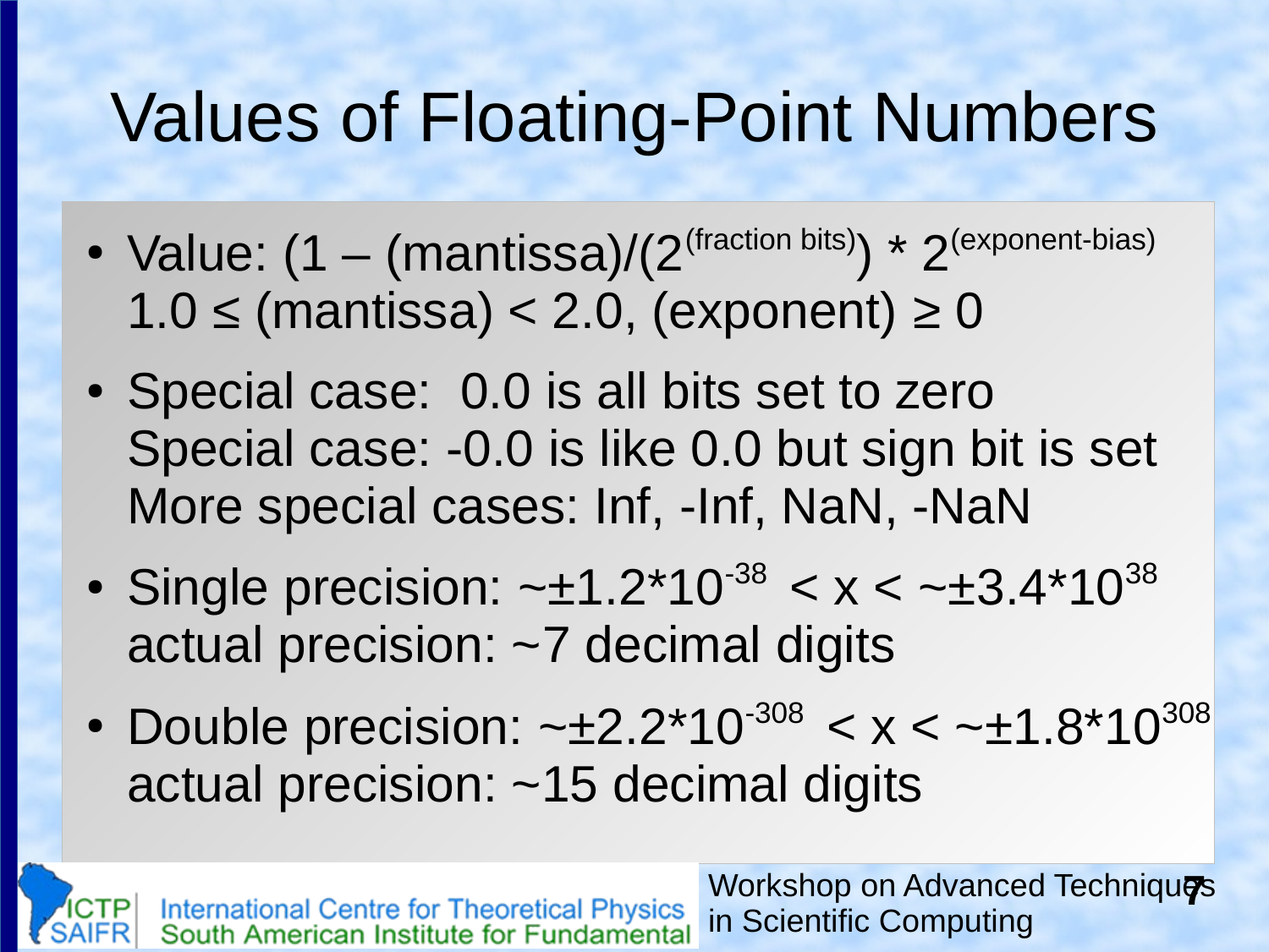# Values of Floating-Point Numbers

- Value: (1 – (mantissa)/($2^{\text{(fraction bits)}}$) * $2^{\text{(exponent-bias)}}$
  1.0 ≤ (mantissa) < 2.0, (exponent) ≥ 0
- Special case: 0.0 is all bits set to zero
  Special case: -0.0 is like 0.0 but sign bit is set
  More special cases: Inf, -Inf, NaN, -NaN
- Single precision: $\sim\pm1.2*10^{-38} < x < \sim\pm3.4*10^{38}$
  actual precision: ~7 decimal digits
- Double precision: $\sim\pm2.2*10^{-308} < x < \sim\pm1.8*10^{308}$
  actual precision: ~15 decimal digits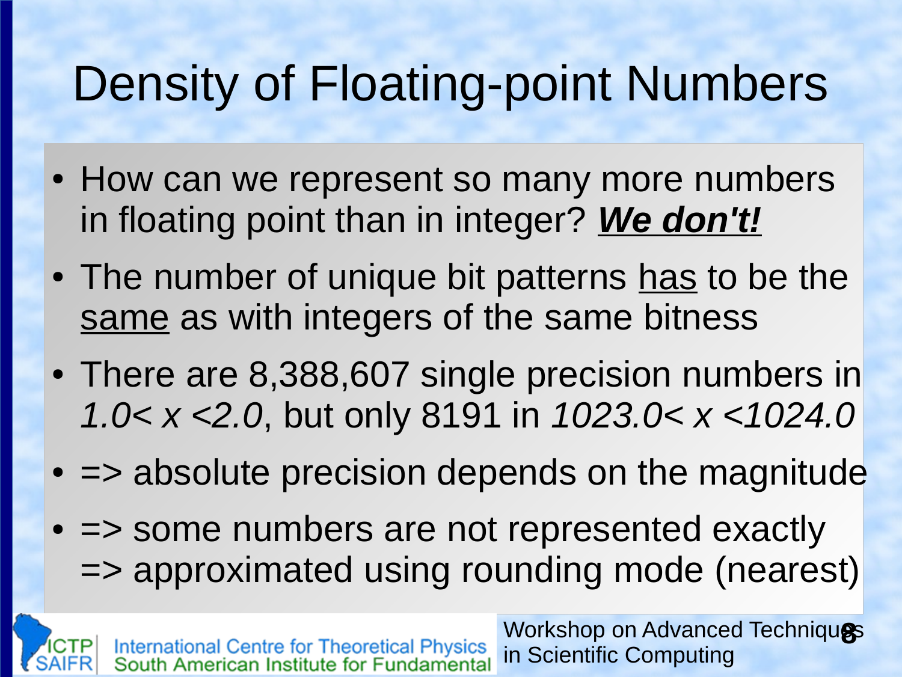# Density of Floating-point Numbers

- How can we represent so many more numbers in floating point than in integer? ***We don't!***
- The number of unique bit patterns has to be the same as with integers of the same bitness
- There are 8,388,607 single precision numbers in $1.0 < x < 2.0$, but only 8191 in $1023.0 < x < 1024.0$
- => absolute precision depends on the magnitude
- => some numbers are not represented exactly => approximated using rounding mode (nearest)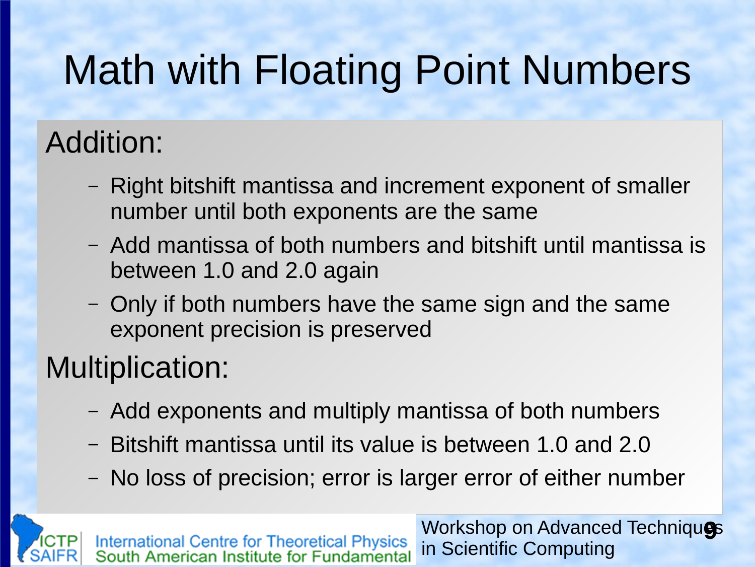# Math with Floating Point Numbers

## Addition:

- Right bitshift mantissa and increment exponent of smaller number until both exponents are the same
- Add mantissa of both numbers and bitshift until mantissa is between 1.0 and 2.0 again
- Only if both numbers have the same sign and the same exponent precision is preserved

## Multiplication:

- Add exponents and multiply mantissa of both numbers
- Bitshift mantissa until its value is between 1.0 and 2.0
- No loss of precision; error is larger error of either number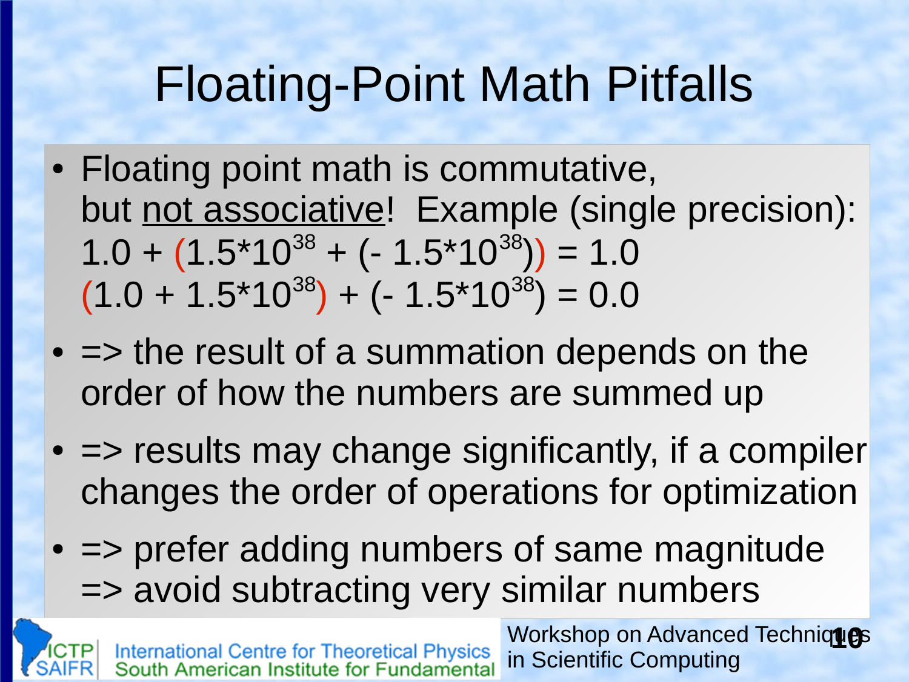# Floating-Point Math Pitfalls

- Floating point math is commutative, but <u>not associative</u>! Example (single precision):
  $1.0 + (1.5 \cdot 10^{38} + (-1.5 \cdot 10^{38})) = 1.0$
  $(1.0 + 1.5 \cdot 10^{38}) + (-1.5 \cdot 10^{38}) = 0.0$
- => the result of a summation depends on the order of how the numbers are summed up
- => results may change significantly, if a compiler changes the order of operations for optimization
- => prefer adding numbers of same magnitude
  => avoid subtracting very similar numbers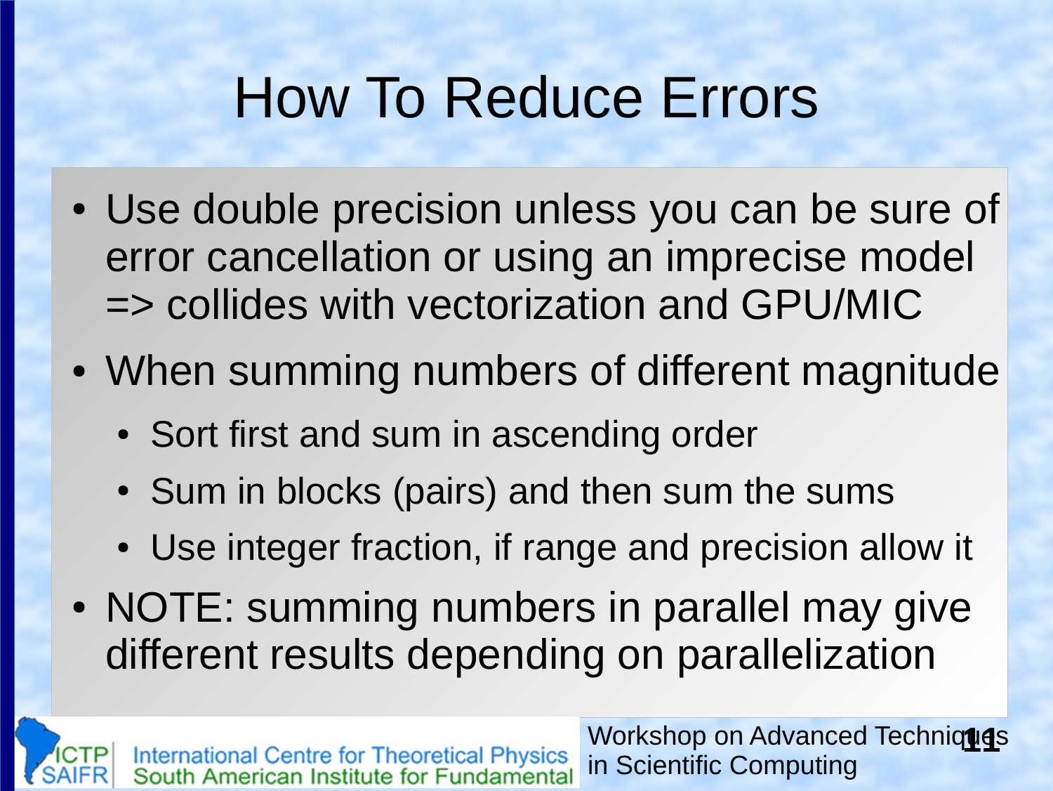# How To Reduce Errors

- Use double precision unless you can be sure of error cancellation or using an imprecise model => collides with vectorization and GPU/MIC
- When summing numbers of different magnitude
  - Sort first and sum in ascending order
  - Sum in blocks (pairs) and then sum the sums
  - Use integer fraction, if range and precision allow it
- NOTE: summing numbers in parallel may give different results depending on parallelization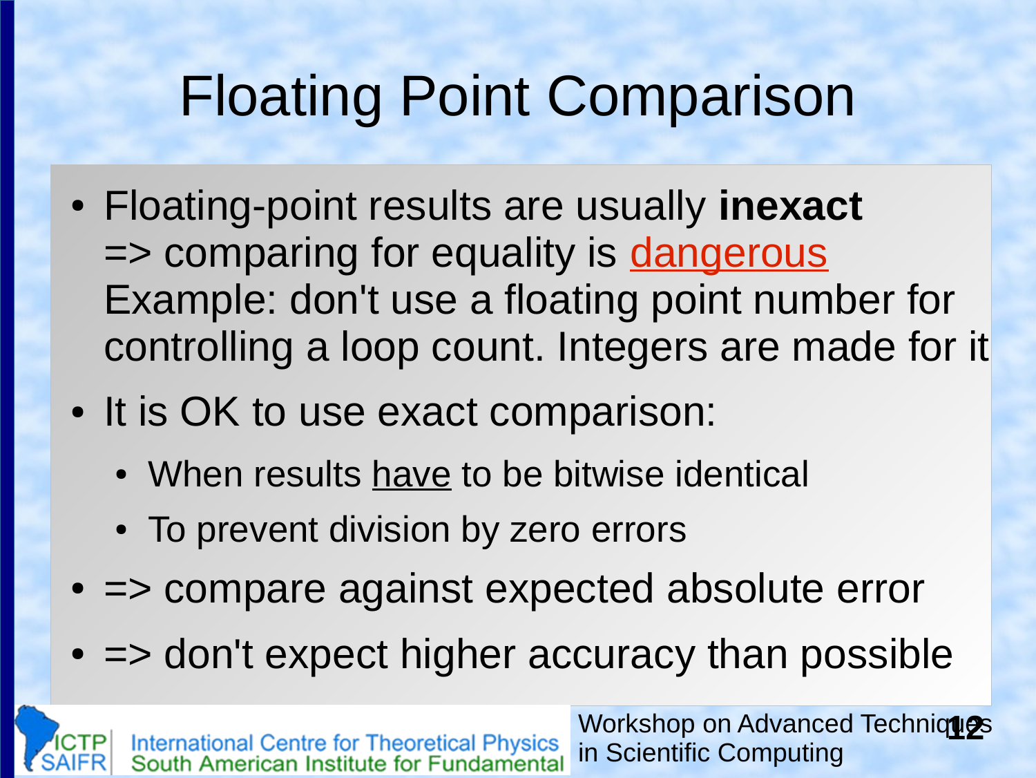# Floating Point Comparison

- Floating-point results are usually **inexact** => comparing for equality is dangerous Example: don't use a floating point number for controlling a loop count. Integers are made for it
- It is OK to use exact comparison:
  - When results have to be bitwise identical
  - To prevent division by zero errors
- => compare against expected absolute error
- => don't expect higher accuracy than possible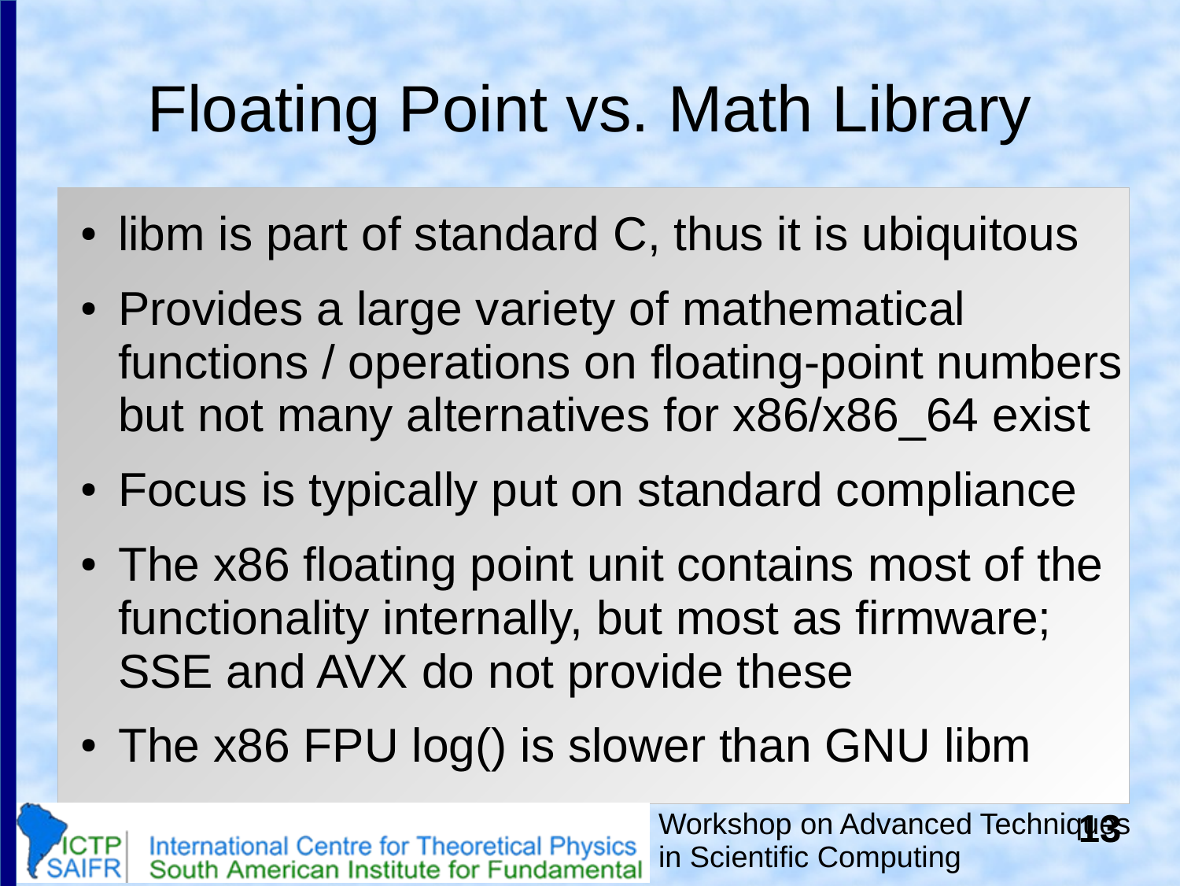# Floating Point vs. Math Library

- libm is part of standard C, thus it is ubiquitous
- Provides a large variety of mathematical functions / operations on floating-point numbers but not many alternatives for x86/x86_64 exist
- Focus is typically put on standard compliance
- The x86 floating point unit contains most of the functionality internally, but most as firmware; SSE and AVX do not provide these
- The x86 FPU log() is slower than GNU libm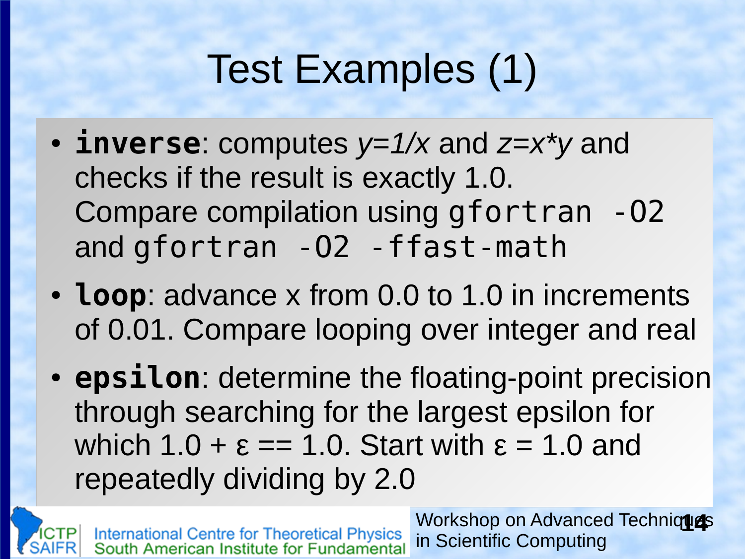# Test Examples (1)

- **`inverse`**: computes $y=1/x$ and $z=x*y$ and checks if the result is exactly 1.0. Compare compilation using `gfortran -O2` and `gfortran -O2 -ffast-math`
- **`loop`**: advance x from 0.0 to 1.0 in increments of 0.01. Compare looping over integer and real
- **`epsilon`**: determine the floating-point precision through searching for the largest epsilon for which 1.0 + ε == 1.0. Start with ε = 1.0 and repeatedly dividing by 2.0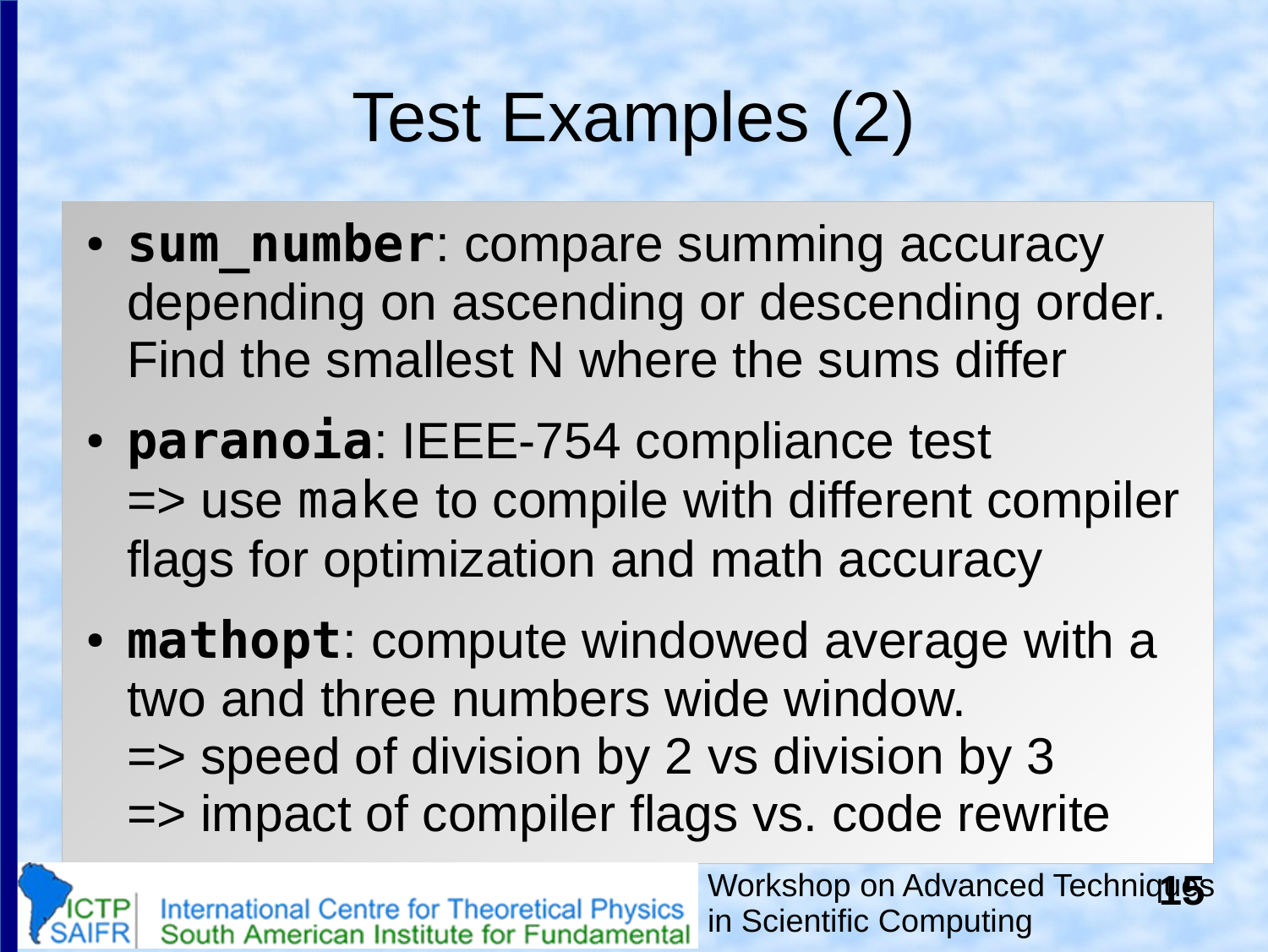# Test Examples (2)

- **sum_number**: compare summing accuracy depending on ascending or descending order. Find the smallest N where the sums differ
- **paranoia**: IEEE-754 compliance test
  => use `make` to compile with different compiler flags for optimization and math accuracy
- **mathopt**: compute windowed average with a two and three numbers wide window.
  => speed of division by 2 vs division by 3
  => impact of compiler flags vs. code rewrite